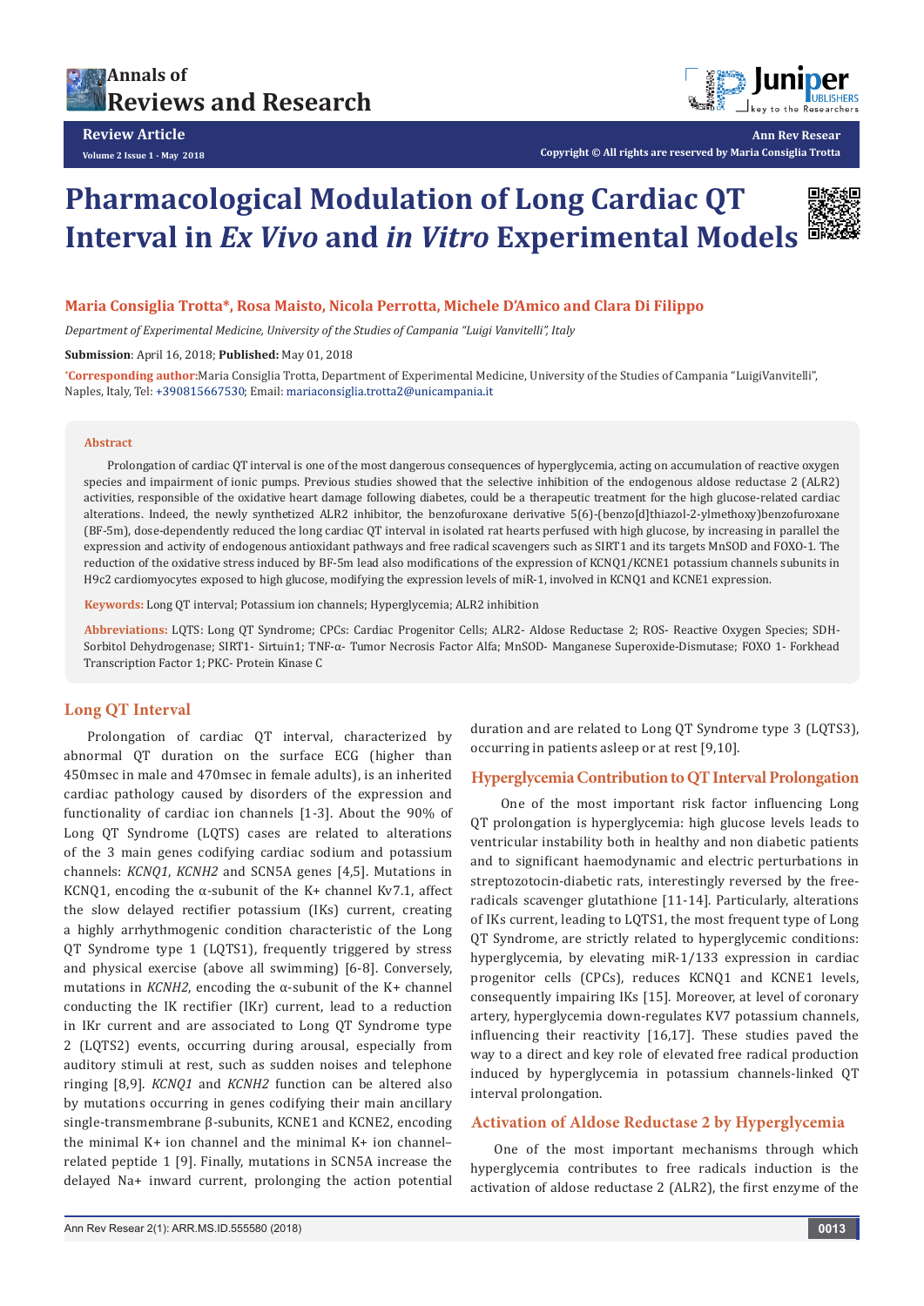# Pharmacological Modulation of Long Cardiac QT Interval in *Ex Vivo* and *in Vitro* Experimental Models

**Maria Consiglia Trotta\*, Rosa Maisto, Nicola Perrotta, Michele D'Amico and Clara Di Filippo**

*Department of Experimental Medicine, University of the Studies of Campania "Luigi Vanvitelli", Italy*

**Submission**: April 16, 2018; **Published:** May 01, 2018

\***Corresponding author:** Maria Consiglia Trotta, Department of Experimental Medicine, University of the Studies of Campania "LuigiVanvitelli", Naples, Italy, Tel: +390815667530; Email: mariaconsiglia.trotta2@unicampania.it

## Abstract

Prolongation of cardiac QT interval is one of the most dangerous consequences of hyperglycemia, acting on accumulation of reactive oxygen species and impairment of ionic pumps. Previous studies showed that the selective inhibition of the endogenous aldose reductase 2 (ALR2) activities, responsible of the oxidative heart damage following diabetes, could be a therapeutic treatment for the high glucose-related cardiac alterations. Indeed, the newly synthetized ALR2 inhibitor, the benzofuroxane derivative 5(6)-(benzo[d]thiazol-2-ylmethoxy)benzofuroxane (BF-5m), dose-dependently reduced the long cardiac QT interval in isolated rat hearts perfused with high glucose, by increasing in parallel the expression and activity of endogenous antioxidant pathways and free radical scavengers such as SIRT1 and its targets MnSOD and FOXO-1. The reduction of the oxidative stress induced by BF-5m lead also modifications of the expression of KCNQ1/KCNE1 potassium channels subunits in H9c2 cardiomyocytes exposed to high glucose, modifying the expression levels of miR-1, involved in KCNQ1 and KCNE1 expression.

**Keywords:** Long QT interval; Potassium ion channels; Hyperglycemia; ALR2 inhibition

**Abbreviations:** LQTS: Long QT Syndrome; CPCs: Cardiac Progenitor Cells; ALR2- Aldose Reductase 2; ROS- Reactive Oxygen Species; SDH- Sorbitol Dehydrogenase; SIRT1- Sirtuin1; TNF-α- Tumor Necrosis Factor Alfa; MnSOD- Manganese Superoxide-Dismutase; FOXO 1- Forkhead Transcription Factor 1; PKC- Protein Kinase C

## Long QT Interval

Prolongation of cardiac QT interval, characterized by abnormal QT duration on the surface ECG (higher than 450msec in male and 470msec in female adults), is an inherited cardiac pathology caused by disorders of the expression and functionality of cardiac ion channels [1-3]. About the 90% of Long QT Syndrome (LQTS) cases are related to alterations of the 3 main genes codifying cardiac sodium and potassium channels: *KCNQ1*, *KCNH2* and SCN5A genes [4,5]. Mutations in KCNQ1, encoding the α-subunit of the K+ channel Kv7.1, affect the slow delayed rectifier potassium (IKs) current, creating a highly arrhythmogenic condition characteristic of the Long QT Syndrome type 1 (LQTS1), frequently triggered by stress and physical exercise (above all swimming) [6-8]. Conversely, mutations in *KCNH2*, encoding the α-subunit of the K+ channel conducting the IK rectifier (IKr) current, lead to a reduction in IKr current and are associated to Long QT Syndrome type 2 (LQTS2) events, occurring during arousal, especially from auditory stimuli at rest, such as sudden noises and telephone ringing [8,9]. *KCNQ1* and *KCNH2* function can be altered also by mutations occurring in genes codifying their main ancillary single-transmembrane β-subunits, KCNE1 and KCNE2, encoding the minimal K+ ion channel and the minimal K+ ion channel–related peptide 1 [9]. Finally, mutations in SCN5A increase the delayed Na+ inward current, prolonging the action potential duration and are related to Long QT Syndrome type 3 (LQTS3), occurring in patients asleep or at rest [9,10].

## Hyperglycemia Contribution to QT Interval Prolongation

One of the most important risk factor influencing Long QT prolongation is hyperglycemia: high glucose levels leads to ventricular instability both in healthy and non diabetic patients and to significant haemodynamic and electric perturbations in streptozotocin-diabetic rats, interestingly reversed by the free-radicals scavenger glutathione [11-14]. Particularly, alterations of IKs current, leading to LQTS1, the most frequent type of Long QT Syndrome, are strictly related to hyperglycemic conditions: hyperglycemia, by elevating miR-1/133 expression in cardiac progenitor cells (CPCs), reduces KCNQ1 and KCNE1 levels, consequently impairing IKs [15]. Moreover, at level of coronary artery, hyperglycemia down-regulates KV7 potassium channels, influencing their reactivity [16,17]. These studies paved the way to a direct and key role of elevated free radical production induced by hyperglycemia in potassium channels-linked QT interval prolongation.

## Activation of Aldose Reductase 2 by Hyperglycemia

One of the most important mechanisms through which hyperglycemia contributes to free radicals induction is the activation of aldose reductase 2 (ALR2), the first enzyme of the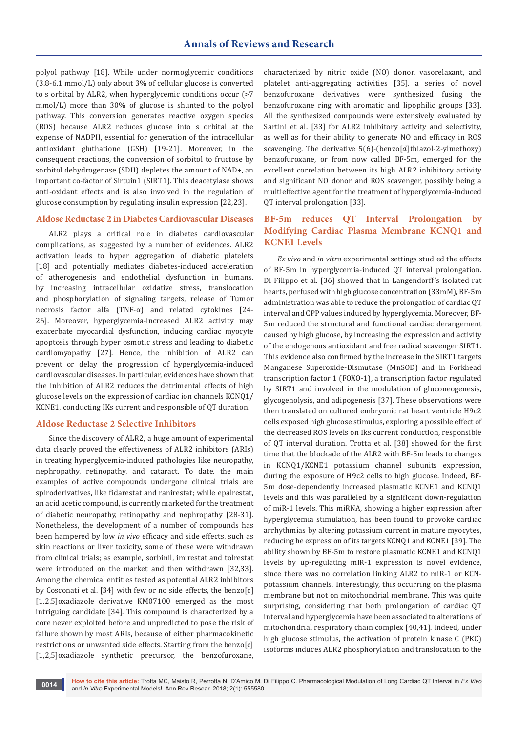polyol pathway [18]. While under normoglycemic conditions (3.8-6.1 mmol/L) only about 3% of cellular glucose is converted to s orbital by ALR2, when hyperglycemic conditions occur (>7 mmol/L) more than 30% of glucose is shunted to the polyol pathway. This conversion generates reactive oxygen species (ROS) because ALR2 reduces glucose into s orbital at the expense of NADPH, essential for generation of the intracellular antioxidant gluthatione (GSH) [19-21]. Moreover, in the consequent reactions, the conversion of sorbitol to fructose by sorbitol dehydrogenase (SDH) depletes the amount of NAD+, an important co-factor of Sirtuin1 (SIRT1). This deacetylase shows anti-oxidant effects and is also involved in the regulation of glucose consumption by regulating insulin expression [22,23].

## Aldose Reductase 2 in Diabetes Cardiovascular Diseases

ALR2 plays a critical role in diabetes cardiovascular complications, as suggested by a number of evidences. ALR2 activation leads to hyper aggregation of diabetic platelets [18] and potentially mediates diabetes-induced acceleration of atherogenesis and endothelial dysfunction in humans, by increasing intracellular oxidative stress, translocation and phosphorylation of signaling targets, release of Tumor necrosis factor alfa (TNF-α) and related cytokines [24-26]. Moreover, hyperglycemia-increased ALR2 activity may exacerbate myocardial dysfunction, inducing cardiac myocyte apoptosis through hyper osmotic stress and leading to diabetic cardiomyopathy [27]. Hence, the inhibition of ALR2 can prevent or delay the progression of hyperglycemia-induced cardiovascular diseases. In particular, evidences have shown that the inhibition of ALR2 reduces the detrimental effects of high glucose levels on the expression of cardiac ion channels KCNQ1/KCNE1, conducting IKs current and responsible of QT duration.

## Aldose Reductase 2 Selective Inhibitors

Since the discovery of ALR2, a huge amount of experimental data clearly proved the effectiveness of ALR2 inhibitors (ARIs) in treating hyperglycemia-induced pathologies like neuropathy, nephropathy, retinopathy, and cataract. To date, the main examples of active compounds undergone clinical trials are spiroderivatives, like fidarestat and ranirestat; while epalrestat, an acid acetic compound, is currently marketed for the treatment of diabetic neuropathy, retinopathy and nephropathy [28-31]. Nonetheless, the development of a number of compounds has been hampered by low *in vivo* efficacy and side effects, such as skin reactions or liver toxicity, some of these were withdrawn from clinical trials; as example, sorbinil, imirestat and tolrestat were introduced on the market and then withdrawn [32,33]. Among the chemical entities tested as potential ALR2 inhibitors by Cosconati et al. [34] with few or no side effects, the benzo[c][1,2,5]oxadiazole derivative KM07100 emerged as the most intriguing candidate [34]. This compound is characterized by a core never exploited before and unpredicted to pose the risk of failure shown by most ARIs, because of either pharmacokinetic restrictions or unwanted side effects. Starting from the benzo[c][1,2,5]oxadiazole synthetic precursor, the benzofuroxane, characterized by nitric oxide (NO) donor, vasorelaxant, and platelet anti-aggregating activities [35], a series of novel benzofuroxane derivatives were synthesized fusing the benzofuroxane ring with aromatic and lipophilic groups [33]. All the synthesized compounds were extensively evaluated by Sartini et al. [33] for ALR2 inhibitory activity and selectivity, as well as for their ability to generate NO and efficacy in ROS scavenging. The derivative 5(6)-(benzo[*d*]thiazol-2-ylmethoxy) benzofuroxane, or from now called BF-5m, emerged for the excellent correlation between its high ALR2 inhibitory activity and significant NO donor and ROS scavenger, possibly being a multieffective agent for the treatment of hyperglycemia-induced QT interval prolongation [33].

## BF-5m reduces QT Interval Prolongation by Modifying Cardiac Plasma Membrane KCNQ1 and KCNE1 Levels

*Ex vivo* and *in vitro* experimental settings studied the effects of BF-5m in hyperglycemia-induced QT interval prolongation. Di Filippo et al. [36] showed that in Langendorff's isolated rat hearts, perfused with high glucose concentration (33mM), BF-5m administration was able to reduce the prolongation of cardiac QT interval and CPP values induced by hyperglycemia. Moreover, BF-5m reduced the structural and functional cardiac derangement caused by high glucose, by increasing the expression and activity of the endogenous antioxidant and free radical scavenger SIRT1. This evidence also confirmed by the increase in the SIRT1 targets Manganese Superoxide-Dismutase (MnSOD) and in Forkhead transcription factor 1 (FOXO-1), a transcription factor regulated by SIRT1 and involved in the modulation of gluconeogenesis, glycogenolysis, and adipogenesis [37]. These observations were then translated on cultured embryonic rat heart ventricle H9c2 cells exposed high glucose stimulus, exploring a possible effect of the decreased ROS levels on Iks current conduction, responsible of QT interval duration. Trotta et al. [38] showed for the first time that the blockade of the ALR2 with BF-5m leads to changes in KCNQ1/KCNE1 potassium channel subunits expression, during the exposure of H9c2 cells to high glucose. Indeed, BF-5m dose-dependently increased plasmatic KCNE1 and KCNQ1 levels and this was paralleled by a significant down-regulation of miR-1 levels. This miRNA, showing a higher expression after hyperglycemia stimulation, has been found to provoke cardiac arrhythmias by altering potassium current in mature myocytes, reducing he expression of its targets KCNQ1 and KCNE1 [39]. The ability shown by BF-5m to restore plasmatic KCNE1 and KCNQ1 levels by up-regulating miR-1 expression is novel evidence, since there was no correlation linking ALR2 to miR-1 or KCN-potassium channels. Interestingly, this occurring on the plasma membrane but not on mitochondrial membrane. This was quite surprising, considering that both prolongation of cardiac QT interval and hyperglycemia have been associated to alterations of mitochondrial respiratory chain complex [40,41]. Indeed, under high glucose stimulus, the activation of protein kinase C (PKC) isoforms induces ALR2 phosphorylation and translocation to the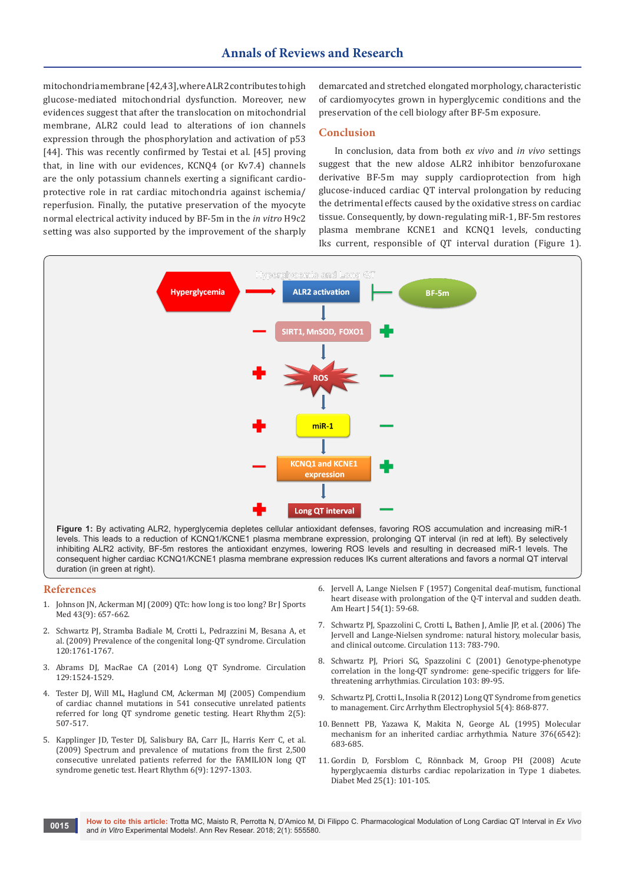mitochondria membrane [42,43], where ALR2 contributes to high glucose-mediated mitochondrial dysfunction. Moreover, new evidences suggest that after the translocation on mitochondrial membrane, ALR2 could lead to alterations of ion channels expression through the phosphorylation and activation of p53 [44]. This was recently confirmed by Testai et al. [45] proving that, in line with our evidences, KCNQ4 (or Kv7.4) channels are the only potassium channels exerting a significant cardio-protective role in rat cardiac mitochondria against ischemia/reperfusion. Finally, the putative preservation of the myocyte normal electrical activity induced by BF-5m in the *in vitro* H9c2 setting was also supported by the improvement of the sharply demarcated and stretched elongated morphology, characteristic of cardiomyocytes grown in hyperglycemic conditions and the preservation of the cell biology after BF-5m exposure.

## Conclusion

In conclusion, data from both *ex vivo* and *in vivo* settings suggest that the new aldose ALR2 inhibitor benzofuroxane derivative BF-5m may supply cardioprotection from high glucose-induced cardiac QT interval prolongation by reducing the detrimental effects caused by the oxidative stress on cardiac tissue. Consequently, by down-regulating miR-1, BF-5m restores plasma membrane KCNE1 and KCNQ1 levels, conducting Iks current, responsible of QT interval duration (Figure 1).

**Figure 1:** By activating ALR2, hyperglycemia depletes cellular antioxidant defenses, favoring ROS accumulation and increasing miR-1 levels. This leads to a reduction of KCNQ1/KCNE1 plasma membrane expression, prolonging QT interval (in red at left). By selectively inhibiting ALR2 activity, BF-5m restores the antioxidant enzymes, lowering ROS levels and resulting in decreased miR-1 levels. The consequent higher cardiac KCNQ1/KCNE1 plasma membrane expression reduces IKs current alterations and favors a normal QT interval duration (in green at right).

## References

1. Johnson JN, Ackerman MJ (2009) QTc: how long is too long? Br J Sports Med 43(9): 657-662.
2. Schwartz PJ, Stramba Badiale M, Crotti L, Pedrazzini M, Besana A, et al. (2009) Prevalence of the congenital long-QT syndrome. Circulation 120:1761-1767.
3. Abrams DJ, MacRae CA (2014) Long QT Syndrome. Circulation 129:1524-1529.
4. Tester DJ, Will ML, Haglund CM, Ackerman MJ (2005) Compendium of cardiac channel mutations in 541 consecutive unrelated patients referred for long QT syndrome genetic testing. Heart Rhythm 2(5): 507-517.
5. Kapplinger JD, Tester DJ, Salisbury BA, Carr JL, Harris Kerr C, et al. (2009) Spectrum and prevalence of mutations from the first 2,500 consecutive unrelated patients referred for the FAMILION long QT syndrome genetic test. Heart Rhythm 6(9): 1297-1303.
6. Jervell A, Lange Nielsen F (1957) Congenital deaf-mutism, functional heart disease with prolongation of the Q-T interval and sudden death. Am Heart J 54(1): 59-68.
7. Schwartz PJ, Spazzolini C, Crotti L, Bathen J, Amlie JP, et al. (2006) The Jervell and Lange-Nielsen syndrome: natural history, molecular basis, and clinical outcome. Circulation 113: 783-790.
8. Schwartz PJ, Priori SG, Spazzolini C (2001) Genotype-phenotype correlation in the long-QT syndrome: gene-specific triggers for life-threatening arrhythmias. Circulation 103: 89-95.
9. Schwartz PJ, Crotti L, Insolia R (2012) Long QT Syndrome from genetics to management. Circ Arrhythm Electrophysiol 5(4): 868-877.
10. Bennett PB, Yazawa K, Makita N, George AL (1995) Molecular mechanism for an inherited cardiac arrhythmia. Nature 376(6542): 683-685.
11. Gordin D, Forsblom C, Rönnback M, Groop PH (2008) Acute hyperglycaemia disturbs cardiac repolarization in Type 1 diabetes. Diabet Med 25(1): 101-105.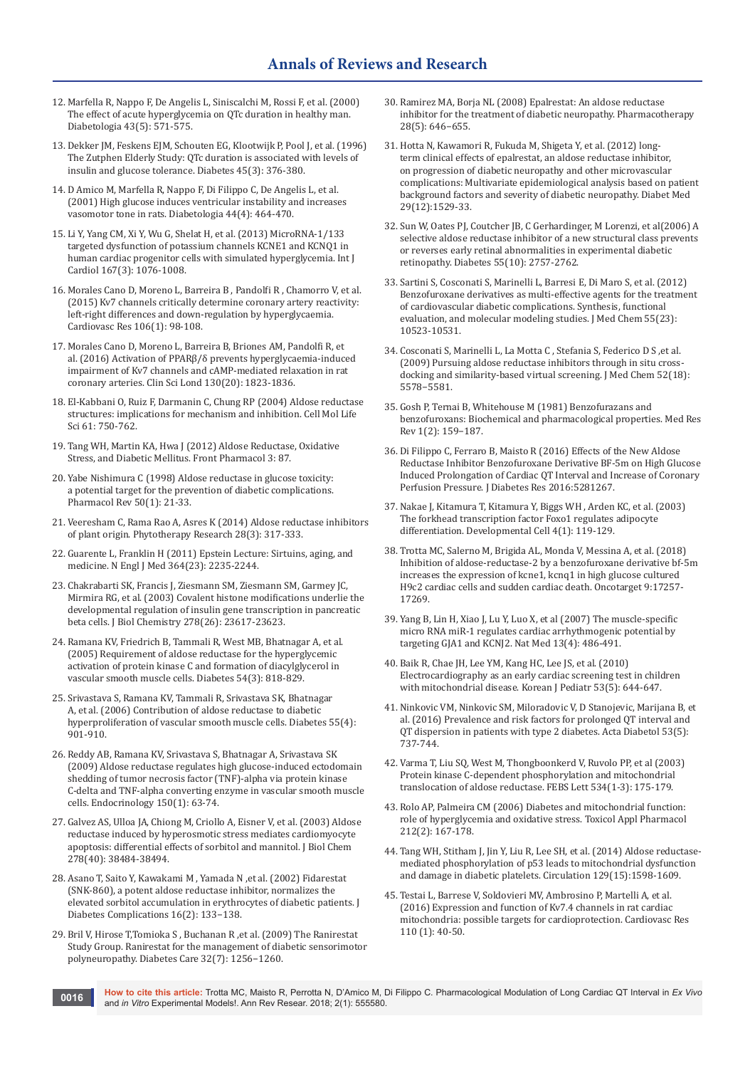12. Marfella R, Nappo F, De Angelis L, Siniscalchi M, Rossi F, et al. (2000) The effect of acute hyperglycemia on QTc duration in healthy man. Diabetologia 43(5): 571-575.

13. Dekker JM, Feskens EJM, Schouten EG, Klootwijk P, Pool J, et al. (1996) The Zutphen Elderly Study: QTc duration is associated with levels of insulin and glucose tolerance. Diabetes 45(3): 376-380.

14. D Amico M, Marfella R, Nappo F, Di Filippo C, De Angelis L, et al. (2001) High glucose induces ventricular instability and increases vasomotor tone in rats. Diabetologia 44(4): 464-470.

15. Li Y, Yang CM, Xi Y, Wu G, Shelat H, et al. (2013) MicroRNA-1/133 targeted dysfunction of potassium channels KCNE1 and KCNQ1 in human cardiac progenitor cells with simulated hyperglycemia. Int J Cardiol 167(3): 1076-1008.

16. Morales Cano D, Moreno L, Barreira B , Pandolfi R , Chamorro V, et al. (2015) Kv7 channels critically determine coronary artery reactivity: left-right differences and down-regulation by hyperglycaemia. Cardiovasc Res 106(1): 98-108.

17. Morales Cano D, Moreno L, Barreira B, Briones AM, Pandolfi R, et al. (2016) Activation of PPARβ/δ prevents hyperglycaemia-induced impairment of Kv7 channels and cAMP-mediated relaxation in rat coronary arteries. Clin Sci Lond 130(20): 1823-1836.

18. El-Kabbani O, Ruiz F, Darmanin C, Chung RP (2004) Aldose reductase structures: implications for mechanism and inhibition. Cell Mol Life Sci 61: 750-762.

19. Tang WH, Martin KA, Hwa J (2012) Aldose Reductase, Oxidative Stress, and Diabetic Mellitus. Front Pharmacol 3: 87.

20. Yabe Nishimura C (1998) Aldose reductase in glucose toxicity: a potential target for the prevention of diabetic complications. Pharmacol Rev 50(1): 21-33.

21. Veeresham C, Rama Rao A, Asres K (2014) Aldose reductase inhibitors of plant origin. Phytotherapy Research 28(3): 317-333.

22. Guarente L, Franklin H (2011) Epstein Lecture: Sirtuins, aging, and medicine. N Engl J Med 364(23): 2235-2244.

23. Chakrabarti SK, Francis J, Ziesmann SM, Ziesmann SM, Garmey JC, Mirmira RG, et al. (2003) Covalent histone modifications underlie the developmental regulation of insulin gene transcription in pancreatic beta cells. J Biol Chemistry 278(26): 23617-23623.

24. Ramana KV, Friedrich B, Tammali R, West MB, Bhatnagar A, et al. (2005) Requirement of aldose reductase for the hyperglycemic activation of protein kinase C and formation of diacylglycerol in vascular smooth muscle cells. Diabetes 54(3): 818-829.

25. Srivastava S, Ramana KV, Tammali R, Srivastava SK, Bhatnagar A, et al. (2006) Contribution of aldose reductase to diabetic hyperproliferation of vascular smooth muscle cells. Diabetes 55(4): 901-910.

26. Reddy AB, Ramana KV, Srivastava S, Bhatnagar A, Srivastava SK (2009) Aldose reductase regulates high glucose-induced ectodomain shedding of tumor necrosis factor (TNF)-alpha via protein kinase C-delta and TNF-alpha converting enzyme in vascular smooth muscle cells. Endocrinology 150(1): 63-74.

27. Galvez AS, Ulloa JA, Chiong M, Criollo A, Eisner V, et al. (2003) Aldose reductase induced by hyperosmotic stress mediates cardiomyocyte apoptosis: differential effects of sorbitol and mannitol. J Biol Chem 278(40): 38484-38494.

28. Asano T, Saito Y, Kawakami M , Yamada N ,et al. (2002) Fidarestat (SNK-860), a potent aldose reductase inhibitor, normalizes the elevated sorbitol accumulation in erythrocytes of diabetic patients. J Diabetes Complications 16(2): 133–138.

29. Bril V, Hirose T,Tomioka S , Buchanan R ,et al. (2009) The Ranirestat Study Group. Ranirestat for the management of diabetic sensorimotor polyneuropathy. Diabetes Care 32(7): 1256–1260.

30. Ramirez MA, Borja NL (2008) Epalrestat: An aldose reductase inhibitor for the treatment of diabetic neuropathy. Pharmacotherapy 28(5): 646–655.

31. Hotta N, Kawamori R, Fukuda M, Shigeta Y, et al. (2012) long-term clinical effects of epalrestat, an aldose reductase inhibitor, on progression of diabetic neuropathy and other microvascular complications: Multivariate epidemiological analysis based on patient background factors and severity of diabetic neuropathy. Diabet Med 29(12):1529-33.

32. Sun W, Oates PJ, Coutcher JB, C Gerhardinger, M Lorenzi, et al(2006) A selective aldose reductase inhibitor of a new structural class prevents or reverses early retinal abnormalities in experimental diabetic retinopathy. Diabetes 55(10): 2757-2762.

33. Sartini S, Cosconati S, Marinelli L, Barresi E, Di Maro S, et al. (2012) Benzofuroxane derivatives as multi-effective agents for the treatment of cardiovascular diabetic complications. Synthesis, functional evaluation, and molecular modeling studies. J Med Chem 55(23): 10523-10531.

34. Cosconati S, Marinelli L, La Motta C , Stefania S, Federico D S ,et al. (2009) Pursuing aldose reductase inhibitors through in situ cross-docking and similarity-based virtual screening. J Med Chem 52(18): 5578–5581.

35. Gosh P, Ternai B, Whitehouse M (1981) Benzofurazans and benzofuroxans: Biochemical and pharmacological properties. Med Res Rev 1(2): 159–187.

36. Di Filippo C, Ferraro B, Maisto R (2016) Effects of the New Aldose Reductase Inhibitor Benzofuroxane Derivative BF-5m on High Glucose Induced Prolongation of Cardiac QT Interval and Increase of Coronary Perfusion Pressure. J Diabetes Res 2016:5281267.

37. Nakae J, Kitamura T, Kitamura Y, Biggs WH , Arden KC, et al. (2003) The forkhead transcription factor Foxo1 regulates adipocyte differentiation. Developmental Cell 4(1): 119-129.

38. Trotta MC, Salerno M, Brigida AL, Monda V, Messina A, et al. (2018) Inhibition of aldose-reductase-2 by a benzofuroxane derivative bf-5m increases the expression of kcne1, kcnq1 in high glucose cultured H9c2 cardiac cells and sudden cardiac death. Oncotarget 9:17257-17269.

39. Yang B, Lin H, Xiao J, Lu Y, Luo X, et al (2007) The muscle-specific micro RNA miR-1 regulates cardiac arrhythmogenic potential by targeting GJA1 and KCNJ2. Nat Med 13(4): 486-491.

40. Baik R, Chae JH, Lee YM, Kang HC, Lee JS, et al. (2010) Electrocardiography as an early cardiac screening test in children with mitochondrial disease. Korean J Pediatr 53(5): 644-647.

41. Ninkovic VM, Ninkovic SM, Miloradovic V, D Stanojevic, Marijana B, et al. (2016) Prevalence and risk factors for prolonged QT interval and QT dispersion in patients with type 2 diabetes. Acta Diabetol 53(5): 737-744.

42. Varma T, Liu SQ, West M, Thongboonkerd V, Ruvolo PP, et al (2003) Protein kinase C-dependent phosphorylation and mitochondrial translocation of aldose reductase. FEBS Lett 534(1-3): 175-179.

43. Rolo AP, Palmeira CM (2006) Diabetes and mitochondrial function: role of hyperglycemia and oxidative stress. Toxicol Appl Pharmacol 212(2): 167-178.

44. Tang WH, Stitham J, Jin Y, Liu R, Lee SH, et al. (2014) Aldose reductase-mediated phosphorylation of p53 leads to mitochondrial dysfunction and damage in diabetic platelets. Circulation 129(15):1598-1609.

45. Testai L, Barrese V, Soldovieri MV, Ambrosino P, Martelli A, et al. (2016) Expression and function of Kv7.4 channels in rat cardiac mitochondria: possible targets for cardioprotection. Cardiovasc Res 110 (1): 40-50.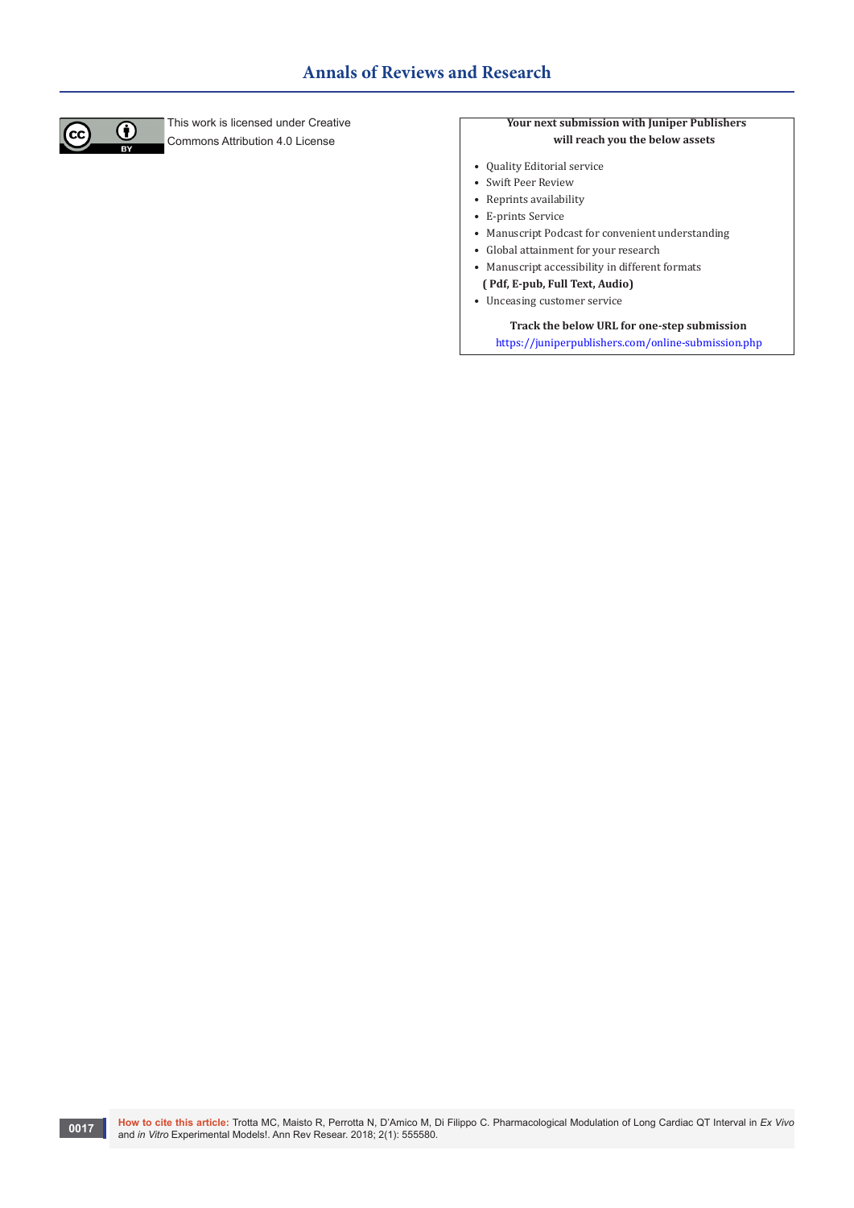This work is licensed under Creative Commons Attribution 4.0 License

**Your next submission with Juniper Publishers will reach you the below assets**

- Quality Editorial service
- Swift Peer Review
- Reprints availability
- E-prints Service
- Manuscript Podcast for convenient understanding
- Global attainment for your research
- Manuscript accessibility in different formats **( Pdf, E-pub, Full Text, Audio)**
- Unceasing customer service

**Track the below URL for one-step submission**
https://juniperpublishers.com/online-submission.php

**How to cite this article:** Trotta MC, Maisto R, Perrotta N, D'Amico M, Di Filippo C. Pharmacological Modulation of Long Cardiac QT Interval in *Ex Vivo* and *in Vitro* Experimental Models!. Ann Rev Resear. 2018; 2(1): 555580.